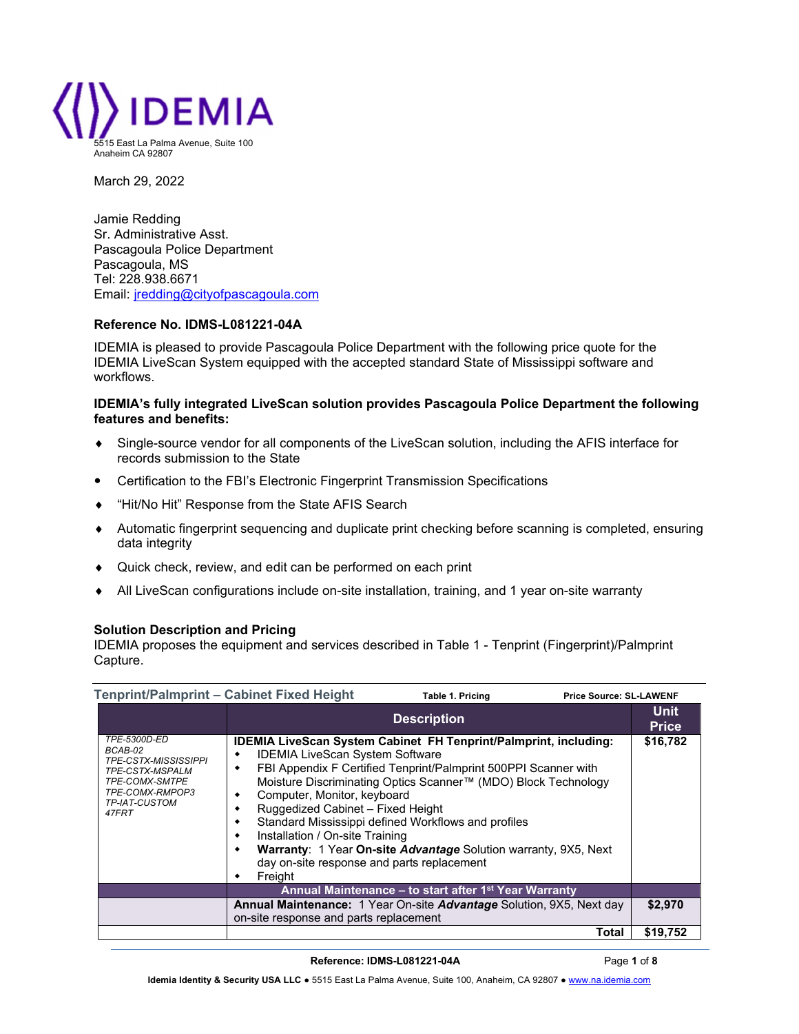IDEMIA

5515 East La Palma Avenue, Suite 100
Anaheim CA 92807

March 29, 2022

Jamie Redding
Sr. Administrative Asst.
Pascagoula Police Department
Pascagoula, MS
Tel: 228.938.6671
Email: jredding@cityofpascagoula.com

**Reference No. IDMS-L081221-04A**

IDEMIA is pleased to provide Pascagoula Police Department with the following price quote for the IDEMIA LiveScan System equipped with the accepted standard State of Mississippi software and workflows.

**IDEMIA's fully integrated LiveScan solution provides Pascagoula Police Department the following features and benefits:**

- Single-source vendor for all components of the LiveScan solution, including the AFIS interface for records submission to the State
- Certification to the FBI's Electronic Fingerprint Transmission Specifications
- "Hit/No Hit" Response from the State AFIS Search
- Automatic fingerprint sequencing and duplicate print checking before scanning is completed, ensuring data integrity
- Quick check, review, and edit can be performed on each print
- All LiveScan configurations include on-site installation, training, and 1 year on-site warranty

**Solution Description and Pricing**
IDEMIA proposes the equipment and services described in Table 1 - Tenprint (Fingerprint)/Palmprint Capture.

**Tenprint/Palmprint – Cabinet Fixed Height** — **Table 1. Pricing** — **Price Source: SL-LAWENF**

| | Description | Unit Price |
|---|---|---|
| *TPE-5300D-ED*<br>*BCAB-02*<br>*TPE-CSTX-MISSISSIPPI*<br>*TPE-CSTX-MSPALM*<br>*TPE-COMX-SMTPE*<br>*TPE-COMX-RMPOP3*<br>*TP-IAT-CUSTOM*<br>*47FRT* | **IDEMIA LiveScan System Cabinet FH Tenprint/Palmprint, including:**<br>• IDEMIA LiveScan System Software<br>• FBI Appendix F Certified Tenprint/Palmprint 500PPI Scanner with Moisture Discriminating Optics Scanner™ (MDO) Block Technology<br>• Computer, Monitor, keyboard<br>• Ruggedized Cabinet – Fixed Height<br>• Standard Mississippi defined Workflows and profiles<br>• Installation / On-site Training<br>• **Warranty**: 1 Year **On-site *Advantage*** Solution warranty, 9X5, Next day on-site response and parts replacement<br>• Freight | **$16,782** |
| | **Annual Maintenance – to start after 1st Year Warranty** | |
| | **Annual Maintenance:** 1 Year On-site ***Advantage*** Solution, 9X5, Next day on-site response and parts replacement | **$2,970** |
| | **Total** | **$19,752** |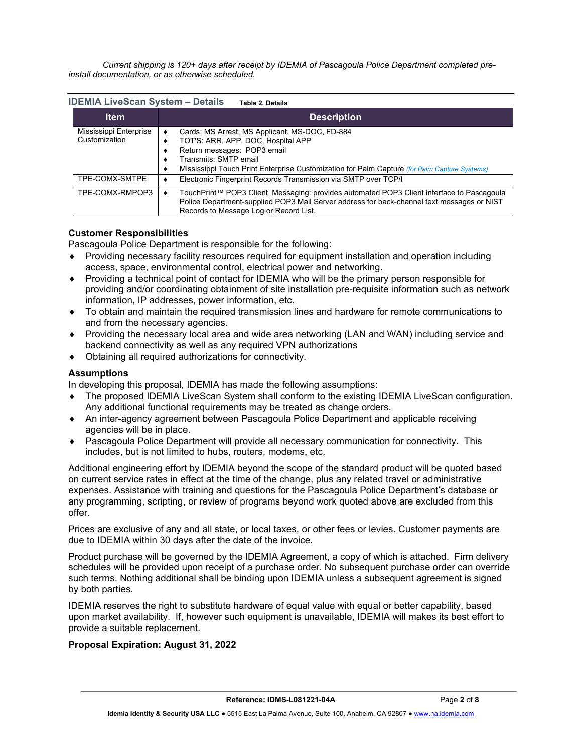*Current shipping is 120+ days after receipt by IDEMIA of Pascagoula Police Department completed pre-install documentation, or as otherwise scheduled.*

## IDEMIA LiveScan System – Details

**Table 2. Details**

| Item | Description |
| --- | --- |
| Mississippi Enterprise Customization | ♦ Cards: MS Arrest, MS Applicant, MS-DOC, FD-884<br>♦ TOT'S: ARR, APP, DOC, Hospital APP<br>♦ Return messages: POP3 email<br>♦ Transmits: SMTP email<br>♦ Mississippi Touch Print Enterprise Customization for Palm Capture *(for Palm Capture Systems)* |
| TPE-COMX-SMTPE | ♦ Electronic Fingerprint Records Transmission via SMTP over TCP/I |
| TPE-COMX-RMPOP3 | ♦ TouchPrint™ POP3 Client Messaging: provides automated POP3 Client interface to Pascagoula Police Department-supplied POP3 Mail Server address for back-channel text messages or NIST Records to Message Log or Record List. |

**Customer Responsibilities**

Pascagoula Police Department is responsible for the following:

- Providing necessary facility resources required for equipment installation and operation including access, space, environmental control, electrical power and networking.
- Providing a technical point of contact for IDEMIA who will be the primary person responsible for providing and/or coordinating obtainment of site installation pre-requisite information such as network information, IP addresses, power information, etc.
- To obtain and maintain the required transmission lines and hardware for remote communications to and from the necessary agencies.
- Providing the necessary local area and wide area networking (LAN and WAN) including service and backend connectivity as well as any required VPN authorizations
- Obtaining all required authorizations for connectivity.

**Assumptions**

In developing this proposal, IDEMIA has made the following assumptions:

- The proposed IDEMIA LiveScan System shall conform to the existing IDEMIA LiveScan configuration. Any additional functional requirements may be treated as change orders.
- An inter-agency agreement between Pascagoula Police Department and applicable receiving agencies will be in place.
- Pascagoula Police Department will provide all necessary communication for connectivity. This includes, but is not limited to hubs, routers, modems, etc.

Additional engineering effort by IDEMIA beyond the scope of the standard product will be quoted based on current service rates in effect at the time of the change, plus any related travel or administrative expenses. Assistance with training and questions for the Pascagoula Police Department's database or any programming, scripting, or review of programs beyond work quoted above are excluded from this offer.

Prices are exclusive of any and all state, or local taxes, or other fees or levies. Customer payments are due to IDEMIA within 30 days after the date of the invoice.

Product purchase will be governed by the IDEMIA Agreement, a copy of which is attached. Firm delivery schedules will be provided upon receipt of a purchase order. No subsequent purchase order can override such terms. Nothing additional shall be binding upon IDEMIA unless a subsequent agreement is signed by both parties.

IDEMIA reserves the right to substitute hardware of equal value with equal or better capability, based upon market availability. If, however such equipment is unavailable, IDEMIA will makes its best effort to provide a suitable replacement.

**Proposal Expiration: August 31, 2022**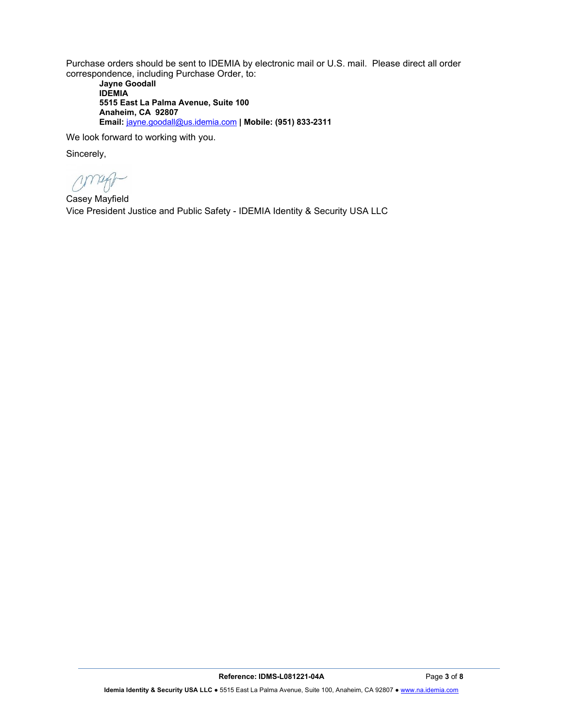Purchase orders should be sent to IDEMIA by electronic mail or U.S. mail. Please direct all order correspondence, including Purchase Order, to:

**Jayne Goodall**
**IDEMIA**
**5515 East La Palma Avenue, Suite 100**
**Anaheim, CA 92807**
**Email:** jayne.goodall@us.idemia.com **| Mobile: (951) 833-2311**

We look forward to working with you.

Sincerely,

Casey Mayfield
Vice President Justice and Public Safety - IDEMIA Identity & Security USA LLC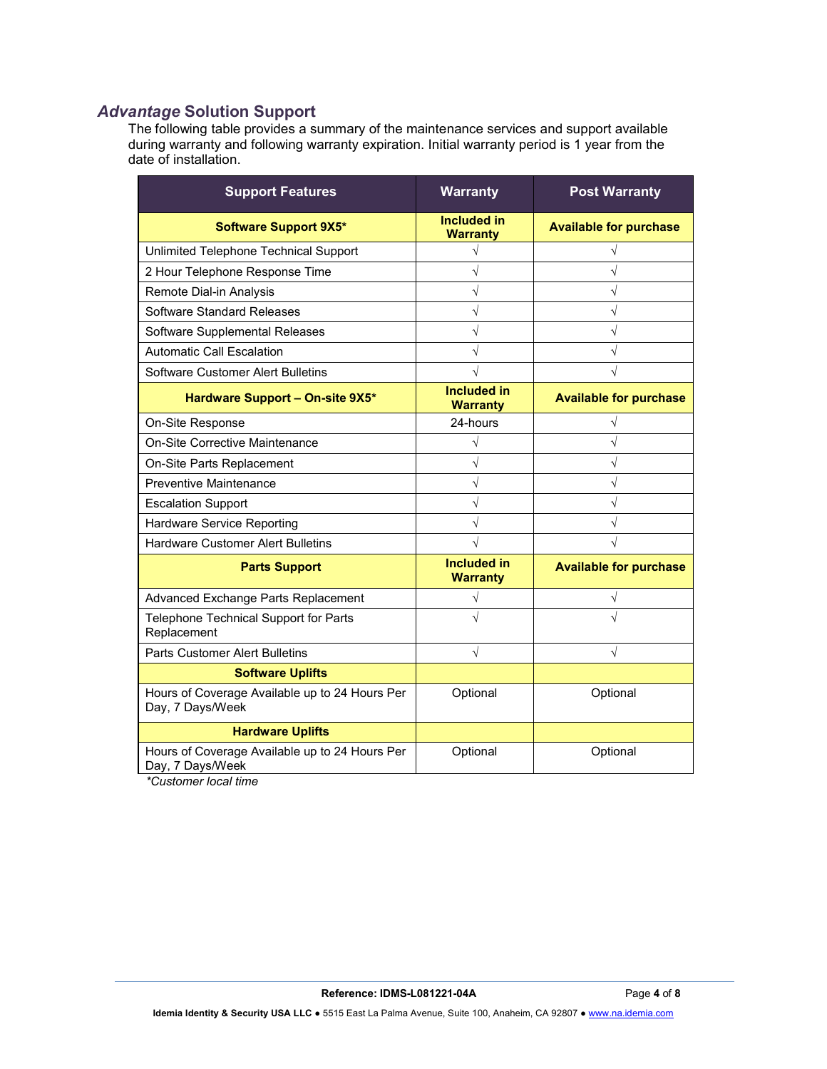## *Advantage* Solution Support

The following table provides a summary of the maintenance services and support available during warranty and following warranty expiration. Initial warranty period is 1 year from the date of installation.

| Support Features | Warranty | Post Warranty |
|---|---|---|
| **Software Support 9X5*** | **Included in Warranty** | **Available for purchase** |
| Unlimited Telephone Technical Support | √ | √ |
| 2 Hour Telephone Response Time | √ | √ |
| Remote Dial-in Analysis | √ | √ |
| Software Standard Releases | √ | √ |
| Software Supplemental Releases | √ | √ |
| Automatic Call Escalation | √ | √ |
| Software Customer Alert Bulletins | √ | √ |
| **Hardware Support – On-site 9X5*** | **Included in Warranty** | **Available for purchase** |
| On-Site Response | 24-hours | √ |
| On-Site Corrective Maintenance | √ | √ |
| On-Site Parts Replacement | √ | √ |
| Preventive Maintenance | √ | √ |
| Escalation Support | √ | √ |
| Hardware Service Reporting | √ | √ |
| Hardware Customer Alert Bulletins | √ | √ |
| **Parts Support** | **Included in Warranty** | **Available for purchase** |
| Advanced Exchange Parts Replacement | √ | √ |
| Telephone Technical Support for Parts Replacement | √ | √ |
| Parts Customer Alert Bulletins | √ | √ |
| **Software Uplifts** | | |
| Hours of Coverage Available up to 24 Hours Per Day, 7 Days/Week | Optional | Optional |
| **Hardware Uplifts** | | |
| Hours of Coverage Available up to 24 Hours Per Day, 7 Days/Week | Optional | Optional |

*\*Customer local time*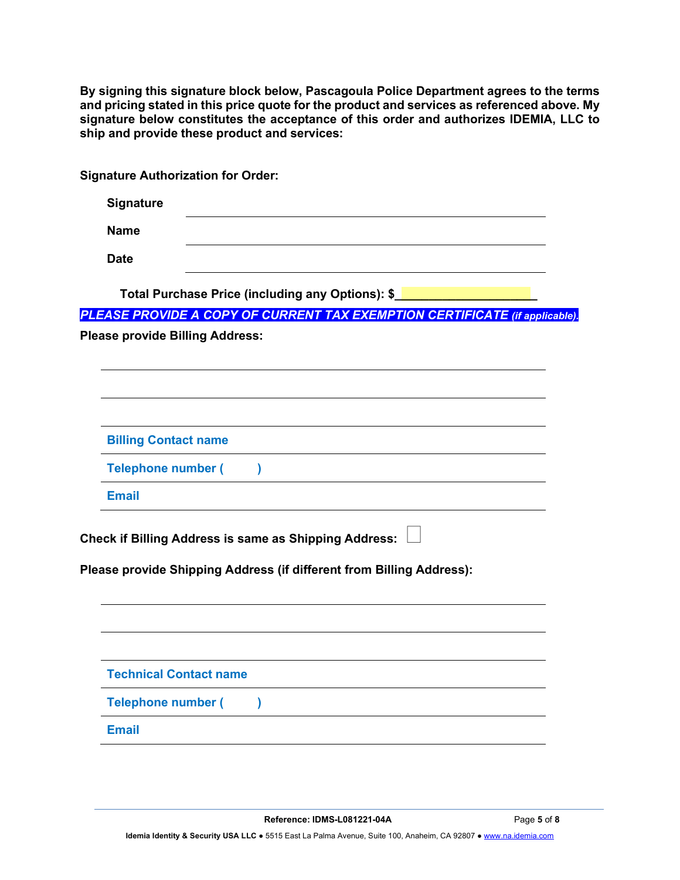**By signing this signature block below, Pascagoula Police Department agrees to the terms and pricing stated in this price quote for the product and services as referenced above. My signature below constitutes the acceptance of this order and authorizes IDEMIA, LLC to ship and provide these product and services:**

**Signature Authorization for Order:**

**Signature** ______________________________

**Name** ______________________________

**Date** ______________________________

**Total Purchase Price (including any Options): $**____________________

***PLEASE PROVIDE A COPY OF CURRENT TAX EXEMPTION CERTIFICATE (if applicable).***

**Please provide Billing Address:**

______________________________

______________________________

______________________________

**Billing Contact name** ______________________________

**Telephone number (        )** ______________________________

**Email** ______________________________

**Check if Billing Address is same as Shipping Address:** ☐

**Please provide Shipping Address (if different from Billing Address):**

______________________________

______________________________

______________________________

**Technical Contact name** ______________________________

**Telephone number (        )** ______________________________

**Email** ______________________________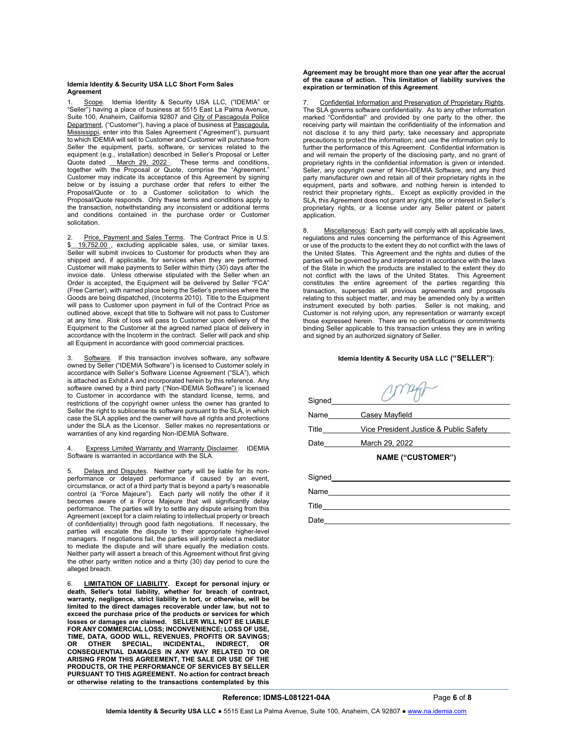**Idemia Identity & Security USA LLC Short Form Sales Agreement**

1. Scope. Idemia Identity & Security USA LLC, ("IDEMIA" or "Seller") having a place of business at 5515 East La Palma Avenue, Suite 100, Anaheim, California 92807 and City of Pascagoula Police Department, ("Customer"), having a place of business at Pascagoula, Mississippi, enter into this Sales Agreement ("Agreement"), pursuant to which IDEMIA will sell to Customer and Customer will purchase from Seller the equipment, parts, software, or services related to the equipment (e.g., installation) described in Seller's Proposal or Letter Quote dated March 29, 2022. These terms and conditions, together with the Proposal or Quote, comprise the "Agreement." Customer may indicate its acceptance of this Agreement by signing below or by issuing a purchase order that refers to either the Proposal/Quote or to a Customer solicitation to which the Proposal/Quote responds. Only these terms and conditions apply to the transaction, notwithstanding any inconsistent or additional terms and conditions contained in the purchase order or Customer solicitation.

2. Price, Payment and Sales Terms. The Contract Price is U.S. $ 19,752.00 , excluding applicable sales, use, or similar taxes. Seller will submit invoices to Customer for products when they are shipped and, if applicable, for services when they are performed. Customer will make payments to Seller within thirty (30) days after the invoice date. Unless otherwise stipulated with the Seller when an Order is accepted, the Equipment will be delivered by Seller "FCA" (Free Carrier), with named place being the Seller's premises where the Goods are being dispatched, (Incoterms 2010). Title to the Equipment will pass to Customer upon payment in full of the Contract Price as outlined above, except that title to Software will not pass to Customer at any time. Risk of loss will pass to Customer upon delivery of the Equipment to the Customer at the agreed named place of delivery in accordance with the Incoterm in the contract. Seller will pack and ship all Equipment in accordance with good commercial practices.

3. Software. If this transaction involves software, any software owned by Seller ("IDEMIA Software") is licensed to Customer solely in accordance with Seller's Software License Agreement ("SLA"), which is attached as Exhibit A and incorporated herein by this reference. Any software owned by a third party ("Non-IDEMIA Software") is licensed to Customer in accordance with the standard license, terms, and restrictions of the copyright owner unless the owner has granted to Seller the right to sublicense its software pursuant to the SLA, in which case the SLA applies and the owner will have all rights and protections under the SLA as the Licensor. Seller makes no representations or warranties of any kind regarding Non-IDEMIA Software.

4. Express Limited Warranty and Warranty Disclaimer. IDEMIA Software is warranted in accordance with the SLA.

5. Delays and Disputes. Neither party will be liable for its non-performance or delayed performance if caused by an event, circumstance, or act of a third party that is beyond a party's reasonable control (a "Force Majeure"). Each party will notify the other if it becomes aware of a Force Majeure that will significantly delay performance. The parties will try to settle any dispute arising from this Agreement (except for a claim relating to intellectual property or breach of confidentiality) through good faith negotiations. If necessary, the parties will escalate the dispute to their appropriate higher-level managers. If negotiations fail, the parties will jointly select a mediator to mediate the dispute and will share equally the mediation costs. Neither party will assert a breach of this Agreement without first giving the other party written notice and a thirty (30) day period to cure the alleged breach.

6. **LIMITATION OF LIABILITY. Except for personal injury or death, Seller's total liability, whether for breach of contract, warranty, negligence, strict liability in tort, or otherwise, will be limited to the direct damages recoverable under law, but not to exceed the purchase price of the products or services for which losses or damages are claimed. SELLER WILL NOT BE LIABLE FOR ANY COMMERCIAL LOSS; INCONVENIENCE; LOSS OF USE, TIME, DATA, GOOD WILL, REVENUES, PROFITS OR SAVINGS; OR OTHER SPECIAL, INCIDENTAL, INDIRECT, OR CONSEQUENTIAL DAMAGES IN ANY WAY RELATED TO OR ARISING FROM THIS AGREEMENT, THE SALE OR USE OF THE PRODUCTS, OR THE PERFORMANCE OF SERVICES BY SELLER PURSUANT TO THIS AGREEMENT. No action for contract breach or otherwise relating to the transactions contemplated by this Agreement may be brought more than one year after the accrual of the cause of action. This limitation of liability survives the expiration or termination of this Agreement.**

7. Confidential Information and Preservation of Proprietary Rights. The SLA governs software confidentiality. As to any other information marked "Confidential" and provided by one party to the other, the receiving party will maintain the confidentiality of the information and not disclose it to any third party; take necessary and appropriate precautions to protect the information; and use the information only to further the performance of this Agreement. Confidential information is and will remain the property of the disclosing party, and no grant of proprietary rights in the confidential information is given or intended. Seller, any copyright owner of Non-IDEMIA Software, and any third party manufacturer own and retain all of their proprietary rights in the equipment, parts and software, and nothing herein is intended to restrict their proprietary rights,. Except as explicitly provided in the SLA, this Agreement does not grant any right, title or interest in Seller's proprietary rights, or a license under any Seller patent or patent application.

8. Miscellaneous: Each party will comply with all applicable laws, regulations and rules concerning the performance of this Agreement or use of the products to the extent they do not conflict with the laws of the United States. This Agreement and the rights and duties of the parties will be governed by and interpreted in accordance with the laws of the State in which the products are installed to the extent they do not conflict with the laws of the United States. This Agreement constitutes the entire agreement of the parties regarding this transaction, supersedes all previous agreements and proposals relating to this subject matter, and may be amended only by a written instrument executed by both parties. Seller is not making, and Customer is not relying upon, any representation or warranty except those expressed herein. There are no certifications or commitments binding Seller applicable to this transaction unless they are in writing and signed by an authorized signatory of Seller.

**Idemia Identity & Security USA LLC ("SELLER")**:

Signed: [signature]

Name: Casey Mayfield

Title: Vice President Justice & Public Safety

Date: March 29, 2022

**NAME ("CUSTOMER")**

Signed: ______________________

Name: ______________________

Title: ______________________

Date: ______________________

**Reference: IDMS-L081221-04A**

**Idemia Identity & Security USA LLC** ● 5515 East La Palma Avenue, Suite 100, Anaheim, CA 92807 ● www.na.idemia.com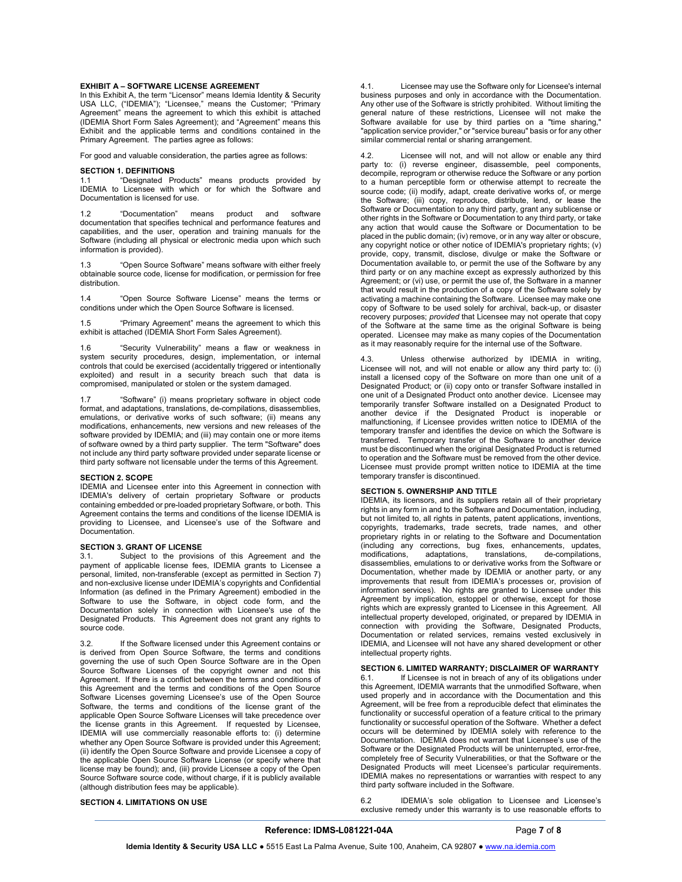**EXHIBIT A – SOFTWARE LICENSE AGREEMENT**

In this Exhibit A, the term "Licensor" means Idemia Identity & Security USA LLC, ("IDEMIA"); "Licensee," means the Customer; "Primary Agreement" means the agreement to which this exhibit is attached (IDEMIA Short Form Sales Agreement); and "Agreement" means this Exhibit and the applicable terms and conditions contained in the Primary Agreement. The parties agree as follows:

For good and valuable consideration, the parties agree as follows:

**SECTION 1. DEFINITIONS**

1.1 "Designated Products" means products provided by IDEMIA to Licensee with which or for which the Software and Documentation is licensed for use.

1.2 "Documentation" means product and software documentation that specifies technical and performance features and capabilities, and the user, operation and training manuals for the Software (including all physical or electronic media upon which such information is provided).

1.3 "Open Source Software" means software with either freely obtainable source code, license for modification, or permission for free distribution.

1.4 "Open Source Software License" means the terms or conditions under which the Open Source Software is licensed.

1.5 "Primary Agreement" means the agreement to which this exhibit is attached (IDEMIA Short Form Sales Agreement).

1.6 "Security Vulnerability" means a flaw or weakness in system security procedures, design, implementation, or internal controls that could be exercised (accidentally triggered or intentionally exploited) and result in a security breach such that data is compromised, manipulated or stolen or the system damaged.

1.7 "Software" (i) means proprietary software in object code format, and adaptations, translations, de-compilations, disassemblies, emulations, or derivative works of such software; (ii) means any modifications, enhancements, new versions and new releases of the software provided by IDEMIA; and (iii) may contain one or more items of software owned by a third party supplier. The term "Software" does not include any third party software provided under separate license or third party software not licensable under the terms of this Agreement.

**SECTION 2. SCOPE**

IDEMIA and Licensee enter into this Agreement in connection with IDEMIA's delivery of certain proprietary Software or products containing embedded or pre-loaded proprietary Software, or both. This Agreement contains the terms and conditions of the license IDEMIA is providing to Licensee, and Licensee's use of the Software and Documentation.

**SECTION 3. GRANT OF LICENSE**

3.1. Subject to the provisions of this Agreement and the payment of applicable license fees, IDEMIA grants to Licensee a personal, limited, non-transferable (except as permitted in Section 7) and non-exclusive license under IDEMIA's copyrights and Confidential Information (as defined in the Primary Agreement) embodied in the Software to use the Software, in object code form, and the Documentation solely in connection with Licensee's use of the Designated Products. This Agreement does not grant any rights to source code.

3.2. If the Software licensed under this Agreement contains or is derived from Open Source Software, the terms and conditions governing the use of such Open Source Software are in the Open Source Software Licenses of the copyright owner and not this Agreement. If there is a conflict between the terms and conditions of this Agreement and the terms and conditions of the Open Source Software Licenses governing Licensee's use of the Open Source Software, the terms and conditions of the license grant of the applicable Open Source Software Licenses will take precedence over the license grants in this Agreement. If requested by Licensee, IDEMIA will use commercially reasonable efforts to: (i) determine whether any Open Source Software is provided under this Agreement; (ii) identify the Open Source Software and provide Licensee a copy of the applicable Open Source Software License (or specify where that license may be found); and, (iii) provide Licensee a copy of the Open Source Software source code, without charge, if it is publicly available (although distribution fees may be applicable).

**SECTION 4. LIMITATIONS ON USE**

4.1. Licensee may use the Software only for Licensee's internal business purposes and only in accordance with the Documentation. Any other use of the Software is strictly prohibited. Without limiting the general nature of these restrictions, Licensee will not make the Software available for use by third parties on a "time sharing," "application service provider," or "service bureau" basis or for any other similar commercial rental or sharing arrangement.

4.2. Licensee will not, and will not allow or enable any third party to: (i) reverse engineer, disassemble, peel components, decompile, reprogram or otherwise reduce the Software or any portion to a human perceptible form or otherwise attempt to recreate the source code; (ii) modify, adapt, create derivative works of, or merge the Software; (iii) copy, reproduce, distribute, lend, or lease the Software or Documentation to any third party, grant any sublicense or other rights in the Software or Documentation to any third party, or take any action that would cause the Software or Documentation to be placed in the public domain; (iv) remove, or in any way alter or obscure, any copyright notice or other notice of IDEMIA's proprietary rights; (v) provide, copy, transmit, disclose, divulge or make the Software or Documentation available to, or permit the use of the Software by any third party or on any machine except as expressly authorized by this Agreement; or (vi) use, or permit the use of, the Software in a manner that would result in the production of a copy of the Software solely by activating a machine containing the Software. Licensee may make one copy of Software to be used solely for archival, back-up, or disaster recovery purposes; *provided* that Licensee may not operate that copy of the Software at the same time as the original Software is being operated. Licensee may make as many copies of the Documentation as it may reasonably require for the internal use of the Software.

4.3. Unless otherwise authorized by IDEMIA in writing, Licensee will not, and will not enable or allow any third party to: (i) install a licensed copy of the Software on more than one unit of a Designated Product; or (ii) copy onto or transfer Software installed in one unit of a Designated Product onto another device. Licensee may temporarily transfer Software installed on a Designated Product to another device if the Designated Product is inoperable or malfunctioning, if Licensee provides written notice to IDEMIA of the temporary transfer and identifies the device on which the Software is transferred. Temporary transfer of the Software to another device must be discontinued when the original Designated Product is returned to operation and the Software must be removed from the other device. Licensee must provide prompt written notice to IDEMIA at the time temporary transfer is discontinued.

**SECTION 5. OWNERSHIP AND TITLE**

IDEMIA, its licensors, and its suppliers retain all of their proprietary rights in any form in and to the Software and Documentation, including, but not limited to, all rights in patents, patent applications, inventions, copyrights, trademarks, trade secrets, trade names, and other proprietary rights in or relating to the Software and Documentation (including any corrections, bug fixes, enhancements, updates, modifications, adaptations, translations, de-compilations, disassemblies, emulations to or derivative works from the Software or Documentation, whether made by IDEMIA or another party, or any improvements that result from IDEMIA's processes or, provision of information services). No rights are granted to Licensee under this Agreement by implication, estoppel or otherwise, except for those rights which are expressly granted to Licensee in this Agreement. All intellectual property developed, originated, or prepared by IDEMIA in connection with providing the Software, Designated Products, Documentation or related services, remains vested exclusively in IDEMIA, and Licensee will not have any shared development or other intellectual property rights.

**SECTION 6. LIMITED WARRANTY; DISCLAIMER OF WARRANTY**

6.1. If Licensee is not in breach of any of its obligations under this Agreement, IDEMIA warrants that the unmodified Software, when used properly and in accordance with the Documentation and this Agreement, will be free from a reproducible defect that eliminates the functionality or successful operation of a feature critical to the primary functionality or successful operation of the Software. Whether a defect occurs will be determined by IDEMIA solely with reference to the Documentation. IDEMIA does not warrant that Licensee's use of the Software or the Designated Products will be uninterrupted, error-free, completely free of Security Vulnerabilities, or that the Software or the Designated Products will meet Licensee's particular requirements. IDEMIA makes no representations or warranties with respect to any third party software included in the Software.

6.2 IDEMIA's sole obligation to Licensee and Licensee's exclusive remedy under this warranty is to use reasonable efforts to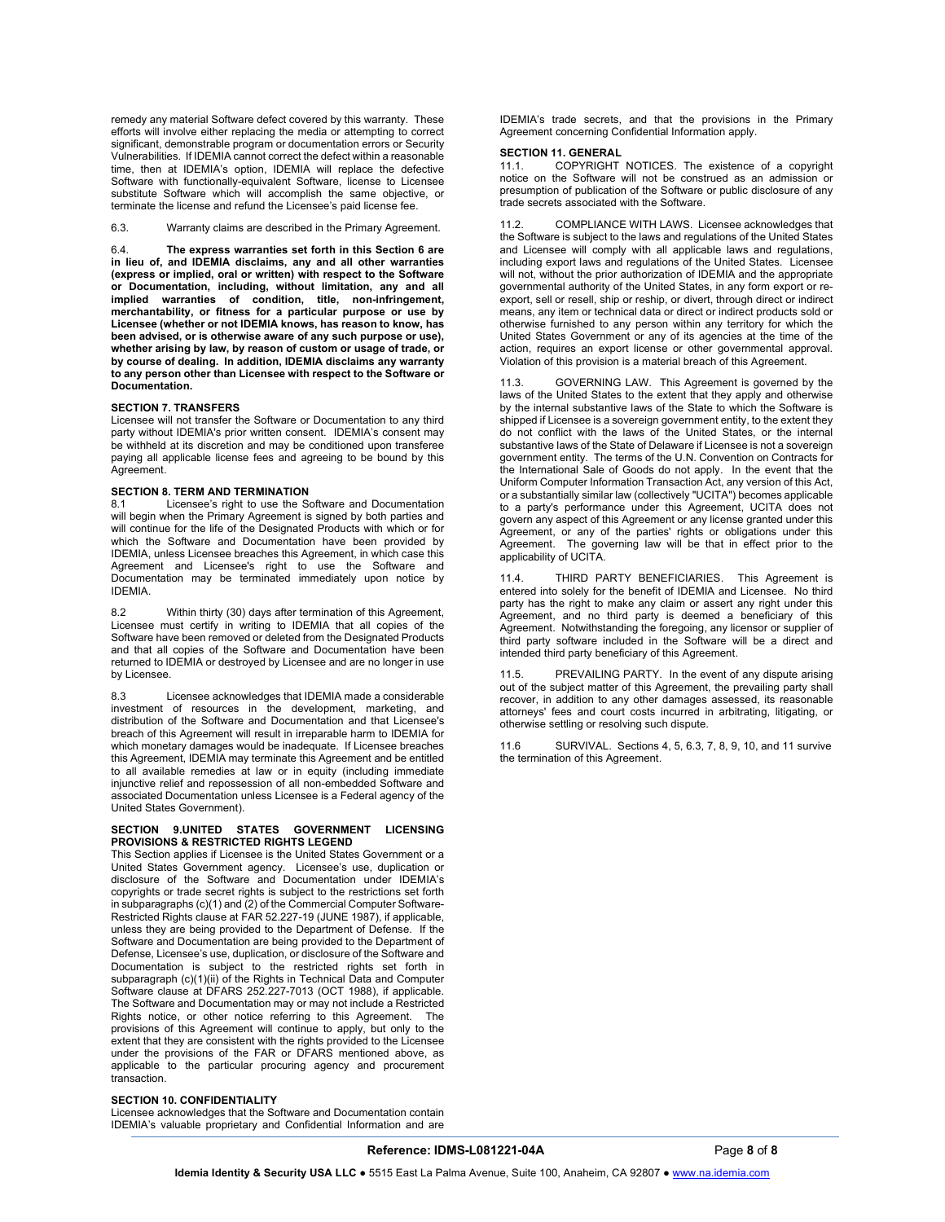remedy any material Software defect covered by this warranty. These efforts will involve either replacing the media or attempting to correct significant, demonstrable program or documentation errors or Security Vulnerabilities. If IDEMIA cannot correct the defect within a reasonable time, then at IDEMIA's option, IDEMIA will replace the defective Software with functionally-equivalent Software, license to Licensee substitute Software which will accomplish the same objective, or terminate the license and refund the Licensee's paid license fee.

6.3. Warranty claims are described in the Primary Agreement.

6.4. **The express warranties set forth in this Section 6 are in lieu of, and IDEMIA disclaims, any and all other warranties (express or implied, oral or written) with respect to the Software or Documentation, including, without limitation, any and all implied warranties of condition, title, non-infringement, merchantability, or fitness for a particular purpose or use by Licensee (whether or not IDEMIA knows, has reason to know, has been advised, or is otherwise aware of any such purpose or use), whether arising by law, by reason of custom or usage of trade, or by course of dealing. In addition, IDEMIA disclaims any warranty to any person other than Licensee with respect to the Software or Documentation.**

## SECTION 7. TRANSFERS

Licensee will not transfer the Software or Documentation to any third party without IDEMIA's prior written consent. IDEMIA's consent may be withheld at its discretion and may be conditioned upon transferee paying all applicable license fees and agreeing to be bound by this Agreement.

## SECTION 8. TERM AND TERMINATION

8.1 Licensee's right to use the Software and Documentation will begin when the Primary Agreement is signed by both parties and will continue for the life of the Designated Products with which or for which the Software and Documentation have been provided by IDEMIA, unless Licensee breaches this Agreement, in which case this Agreement and Licensee's right to use the Software and Documentation may be terminated immediately upon notice by IDEMIA.

8.2 Within thirty (30) days after termination of this Agreement, Licensee must certify in writing to IDEMIA that all copies of the Software have been removed or deleted from the Designated Products and that all copies of the Software and Documentation have been returned to IDEMIA or destroyed by Licensee and are no longer in use by Licensee.

8.3 Licensee acknowledges that IDEMIA made a considerable investment of resources in the development, marketing, and distribution of the Software and Documentation and that Licensee's breach of this Agreement will result in irreparable harm to IDEMIA for which monetary damages would be inadequate. If Licensee breaches this Agreement, IDEMIA may terminate this Agreement and be entitled to all available remedies at law or in equity (including immediate injunctive relief and repossession of all non-embedded Software and associated Documentation unless Licensee is a Federal agency of the United States Government).

## SECTION 9.UNITED STATES GOVERNMENT LICENSING PROVISIONS & RESTRICTED RIGHTS LEGEND

This Section applies if Licensee is the United States Government or a United States Government agency. Licensee's use, duplication or disclosure of the Software and Documentation under IDEMIA's copyrights or trade secret rights is subject to the restrictions set forth in subparagraphs (c)(1) and (2) of the Commercial Computer Software-Restricted Rights clause at FAR 52.227-19 (JUNE 1987), if applicable, unless they are being provided to the Department of Defense. If the Software and Documentation are being provided to the Department of Defense, Licensee's use, duplication, or disclosure of the Software and Documentation is subject to the restricted rights set forth in subparagraph (c)(1)(ii) of the Rights in Technical Data and Computer Software clause at DFARS 252.227-7013 (OCT 1988), if applicable. The Software and Documentation may or may not include a Restricted Rights notice, or other notice referring to this Agreement. The provisions of this Agreement will continue to apply, but only to the extent that they are consistent with the rights provided to the Licensee under the provisions of the FAR or DFARS mentioned above, as applicable to the particular procuring agency and procurement transaction.

## SECTION 10. CONFIDENTIALITY

Licensee acknowledges that the Software and Documentation contain IDEMIA's valuable proprietary and Confidential Information and are IDEMIA's trade secrets, and that the provisions in the Primary Agreement concerning Confidential Information apply.

## SECTION 11. GENERAL

11.1. COPYRIGHT NOTICES. The existence of a copyright notice on the Software will not be construed as an admission or presumption of publication of the Software or public disclosure of any trade secrets associated with the Software.

11.2. COMPLIANCE WITH LAWS. Licensee acknowledges that the Software is subject to the laws and regulations of the United States and Licensee will comply with all applicable laws and regulations, including export laws and regulations of the United States. Licensee will not, without the prior authorization of IDEMIA and the appropriate governmental authority of the United States, in any form export or re-export, sell or resell, ship or reship, or divert, through direct or indirect means, any item or technical data or direct or indirect products sold or otherwise furnished to any person within any territory for which the United States Government or any of its agencies at the time of the action, requires an export license or other governmental approval. Violation of this provision is a material breach of this Agreement.

11.3. GOVERNING LAW. This Agreement is governed by the laws of the United States to the extent that they apply and otherwise by the internal substantive laws of the State to which the Software is shipped if Licensee is a sovereign government entity, to the extent they do not conflict with the laws of the United States, or the internal substantive laws of the State of Delaware if Licensee is not a sovereign government entity. The terms of the U.N. Convention on Contracts for the International Sale of Goods do not apply. In the event that the Uniform Computer Information Transaction Act, any version of this Act, or a substantially similar law (collectively "UCITA") becomes applicable to a party's performance under this Agreement, UCITA does not govern any aspect of this Agreement or any license granted under this Agreement, or any of the parties' rights or obligations under this Agreement. The governing law will be that in effect prior to the applicability of UCITA.

11.4. THIRD PARTY BENEFICIARIES. This Agreement is entered into solely for the benefit of IDEMIA and Licensee. No third party has the right to make any claim or assert any right under this Agreement, and no third party is deemed a beneficiary of this Agreement. Notwithstanding the foregoing, any licensor or supplier of third party software included in the Software will be a direct and intended third party beneficiary of this Agreement.

11.5. PREVAILING PARTY. In the event of any dispute arising out of the subject matter of this Agreement, the prevailing party shall recover, in addition to any other damages assessed, its reasonable attorneys' fees and court costs incurred in arbitrating, litigating, or otherwise settling or resolving such dispute.

11.6 SURVIVAL. Sections 4, 5, 6.3, 7, 8, 9, 10, and 11 survive the termination of this Agreement.